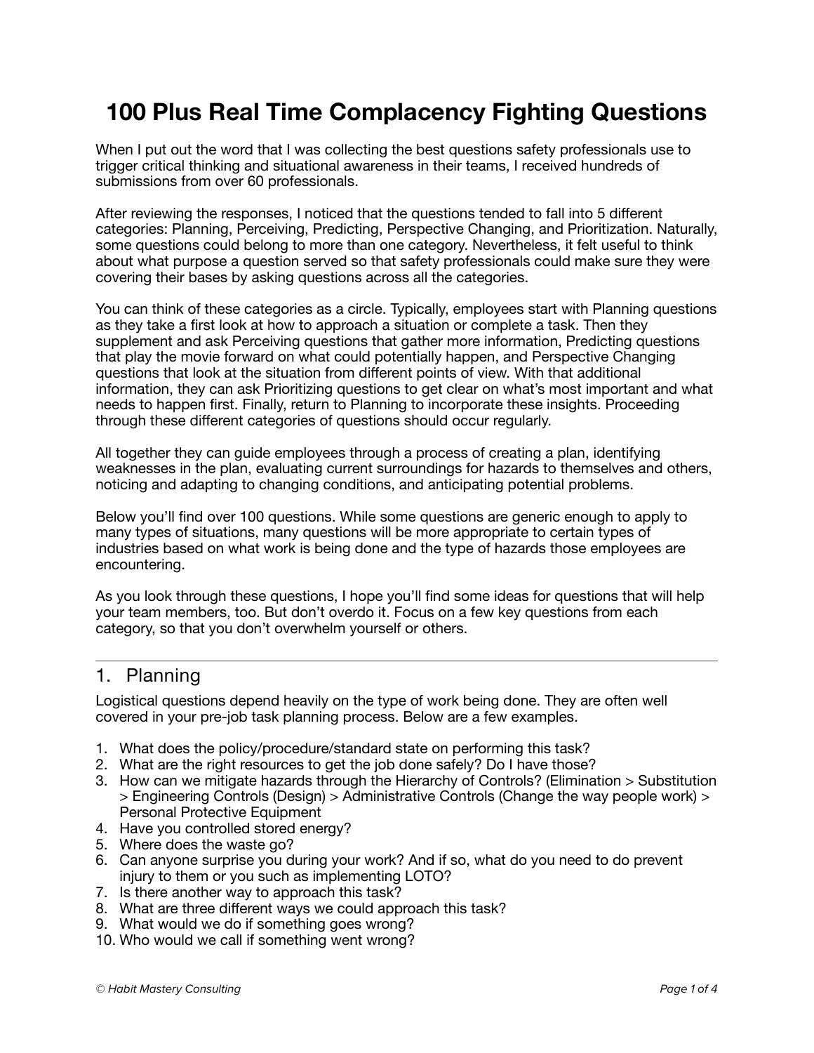# 100 Plus Real Time Complacency Fighting Questions

When I put out the word that I was collecting the best questions safety professionals use to trigger critical thinking and situational awareness in their teams, I received hundreds of submissions from over 60 professionals.

After reviewing the responses, I noticed that the questions tended to fall into 5 different categories: Planning, Perceiving, Predicting, Perspective Changing, and Prioritization. Naturally, some questions could belong to more than one category. Nevertheless, it felt useful to think about what purpose a question served so that safety professionals could make sure they were covering their bases by asking questions across all the categories.

You can think of these categories as a circle. Typically, employees start with Planning questions as they take a first look at how to approach a situation or complete a task. Then they supplement and ask Perceiving questions that gather more information, Predicting questions that play the movie forward on what could potentially happen, and Perspective Changing questions that look at the situation from different points of view. With that additional information, they can ask Prioritizing questions to get clear on what's most important and what needs to happen first. Finally, return to Planning to incorporate these insights. Proceeding through these different categories of questions should occur regularly.

All together they can guide employees through a process of creating a plan, identifying weaknesses in the plan, evaluating current surroundings for hazards to themselves and others, noticing and adapting to changing conditions, and anticipating potential problems.

Below you'll find over 100 questions. While some questions are generic enough to apply to many types of situations, many questions will be more appropriate to certain types of industries based on what work is being done and the type of hazards those employees are encountering.

As you look through these questions, I hope you'll find some ideas for questions that will help your team members, too. But don't overdo it. Focus on a few key questions from each category, so that you don't overwhelm yourself or others.

---

## 1. Planning

Logistical questions depend heavily on the type of work being done. They are often well covered in your pre-job task planning process. Below are a few examples.

1. What does the policy/procedure/standard state on performing this task?
2. What are the right resources to get the job done safely? Do I have those?
3. How can we mitigate hazards through the Hierarchy of Controls? (Elimination > Substitution > Engineering Controls (Design) > Administrative Controls (Change the way people work) > Personal Protective Equipment
4. Have you controlled stored energy?
5. Where does the waste go?
6. Can anyone surprise you during your work? And if so, what do you need to do prevent injury to them or you such as implementing LOTO?
7. Is there another way to approach this task?
8. What are three different ways we could approach this task?
9. What would we do if something goes wrong?
10. Who would we call if something went wrong?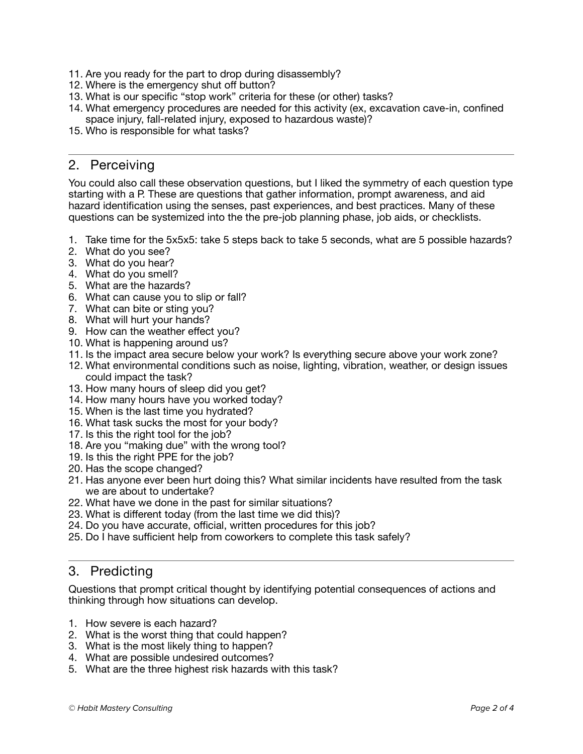11. Are you ready for the part to drop during disassembly?
12. Where is the emergency shut off button?
13. What is our specific “stop work” criteria for these (or other) tasks?
14. What emergency procedures are needed for this activity (ex, excavation cave-in, confined space injury, fall-related injury, exposed to hazardous waste)?
15. Who is responsible for what tasks?

---

## 2. Perceiving

You could also call these observation questions, but I liked the symmetry of each question type starting with a P. These are questions that gather information, prompt awareness, and aid hazard identification using the senses, past experiences, and best practices. Many of these questions can be systemized into the the pre-job planning phase, job aids, or checklists.

1. Take time for the 5x5x5: take 5 steps back to take 5 seconds, what are 5 possible hazards?
2. What do you see?
3. What do you hear?
4. What do you smell?
5. What are the hazards?
6. What can cause you to slip or fall?
7. What can bite or sting you?
8. What will hurt your hands?
9. How can the weather effect you?
10. What is happening around us?
11. Is the impact area secure below your work? Is everything secure above your work zone?
12. What environmental conditions such as noise, lighting, vibration, weather, or design issues could impact the task?
13. How many hours of sleep did you get?
14. How many hours have you worked today?
15. When is the last time you hydrated?
16. What task sucks the most for your body?
17. Is this the right tool for the job?
18. Are you “making due” with the wrong tool?
19. Is this the right PPE for the job?
20. Has the scope changed?
21. Has anyone ever been hurt doing this? What similar incidents have resulted from the task we are about to undertake?
22. What have we done in the past for similar situations?
23. What is different today (from the last time we did this)?
24. Do you have accurate, official, written procedures for this job?
25. Do I have sufficient help from coworkers to complete this task safely?

---

## 3. Predicting

Questions that prompt critical thought by identifying potential consequences of actions and thinking through how situations can develop.

1. How severe is each hazard?
2. What is the worst thing that could happen?
3. What is the most likely thing to happen?
4. What are possible undesired outcomes?
5. What are the three highest risk hazards with this task?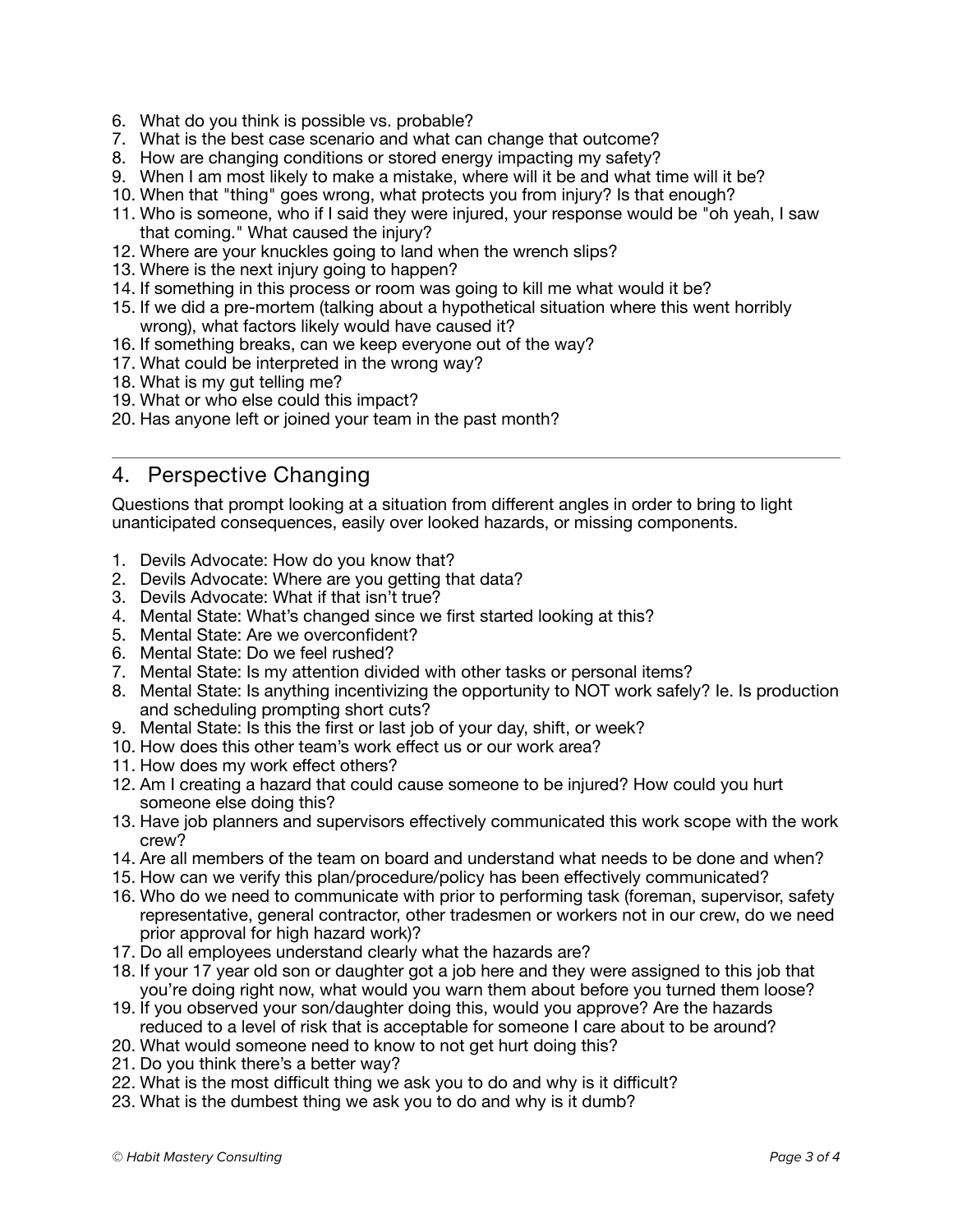6. What do you think is possible vs. probable?
7. What is the best case scenario and what can change that outcome?
8. How are changing conditions or stored energy impacting my safety?
9. When I am most likely to make a mistake, where will it be and what time will it be?
10. When that "thing" goes wrong, what protects you from injury? Is that enough?
11. Who is someone, who if I said they were injured, your response would be "oh yeah, I saw that coming." What caused the injury?
12. Where are your knuckles going to land when the wrench slips?
13. Where is the next injury going to happen?
14. If something in this process or room was going to kill me what would it be?
15. If we did a pre-mortem (talking about a hypothetical situation where this went horribly wrong), what factors likely would have caused it?
16. If something breaks, can we keep everyone out of the way?
17. What could be interpreted in the wrong way?
18. What is my gut telling me?
19. What or who else could this impact?
20. Has anyone left or joined your team in the past month?

---

## 4. Perspective Changing

Questions that prompt looking at a situation from different angles in order to bring to light unanticipated consequences, easily over looked hazards, or missing components.

1. Devils Advocate: How do you know that?
2. Devils Advocate: Where are you getting that data?
3. Devils Advocate: What if that isn't true?
4. Mental State: What's changed since we first started looking at this?
5. Mental State: Are we overconfident?
6. Mental State: Do we feel rushed?
7. Mental State: Is my attention divided with other tasks or personal items?
8. Mental State: Is anything incentivizing the opportunity to NOT work safely? Ie. Is production and scheduling prompting short cuts?
9. Mental State: Is this the first or last job of your day, shift, or week?
10. How does this other team's work effect us or our work area?
11. How does my work effect others?
12. Am I creating a hazard that could cause someone to be injured? How could you hurt someone else doing this?
13. Have job planners and supervisors effectively communicated this work scope with the work crew?
14. Are all members of the team on board and understand what needs to be done and when?
15. How can we verify this plan/procedure/policy has been effectively communicated?
16. Who do we need to communicate with prior to performing task (foreman, supervisor, safety representative, general contractor, other tradesmen or workers not in our crew, do we need prior approval for high hazard work)?
17. Do all employees understand clearly what the hazards are?
18. If your 17 year old son or daughter got a job here and they were assigned to this job that you're doing right now, what would you warn them about before you turned them loose?
19. If you observed your son/daughter doing this, would you approve? Are the hazards reduced to a level of risk that is acceptable for someone I care about to be around?
20. What would someone need to know to not get hurt doing this?
21. Do you think there's a better way?
22. What is the most difficult thing we ask you to do and why is it difficult?
23. What is the dumbest thing we ask you to do and why is it dumb?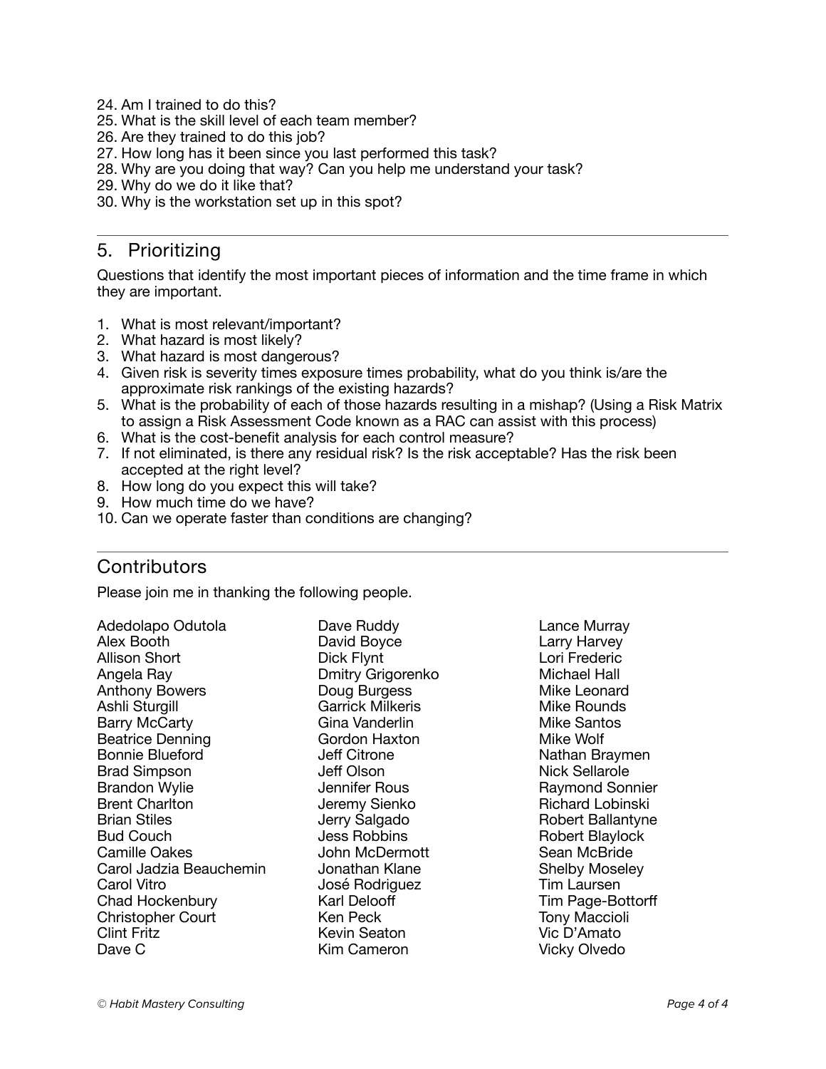24. Am I trained to do this?
25. What is the skill level of each team member?
26. Are they trained to do this job?
27. How long has it been since you last performed this task?
28. Why are you doing that way? Can you help me understand your task?
29. Why do we do it like that?
30. Why is the workstation set up in this spot?

---

## 5. Prioritizing

Questions that identify the most important pieces of information and the time frame in which they are important.

1. What is most relevant/important?
2. What hazard is most likely?
3. What hazard is most dangerous?
4. Given risk is severity times exposure times probability, what do you think is/are the approximate risk rankings of the existing hazards?
5. What is the probability of each of those hazards resulting in a mishap? (Using a Risk Matrix to assign a Risk Assessment Code known as a RAC can assist with this process)
6. What is the cost-benefit analysis for each control measure?
7. If not eliminated, is there any residual risk? Is the risk acceptable? Has the risk been accepted at the right level?
8. How long do you expect this will take?
9. How much time do we have?
10. Can we operate faster than conditions are changing?

---

## Contributors

Please join me in thanking the following people.

Adedolapo Odutola
Alex Booth
Allison Short
Angela Ray
Anthony Bowers
Ashli Sturgill
Barry McCarty
Beatrice Denning
Bonnie Blueford
Brad Simpson
Brandon Wylie
Brent Charlton
Brian Stiles
Bud Couch
Camille Oakes
Carol Jadzia Beauchemin
Carol Vitro
Chad Hockenbury
Christopher Court
Clint Fritz
Dave C
Dave Ruddy
David Boyce
Dick Flynt
Dmitry Grigorenko
Doug Burgess
Garrick Milkeris
Gina Vanderlin
Gordon Haxton
Jeff Citrone
Jeff Olson
Jennifer Rous
Jeremy Sienko
Jerry Salgado
Jess Robbins
John McDermott
Jonathan Klane
José Rodriguez
Karl Delooff
Ken Peck
Kevin Seaton
Kim Cameron
Lance Murray
Larry Harvey
Lori Frederic
Michael Hall
Mike Leonard
Mike Rounds
Mike Santos
Mike Wolf
Nathan Braymen
Nick Sellarole
Raymond Sonnier
Richard Lobinski
Robert Ballantyne
Robert Blaylock
Sean McBride
Shelby Moseley
Tim Laursen
Tim Page-Bottorff
Tony Maccioli
Vic D'Amato
Vicky Olvedo

© Habit Mastery Consulting